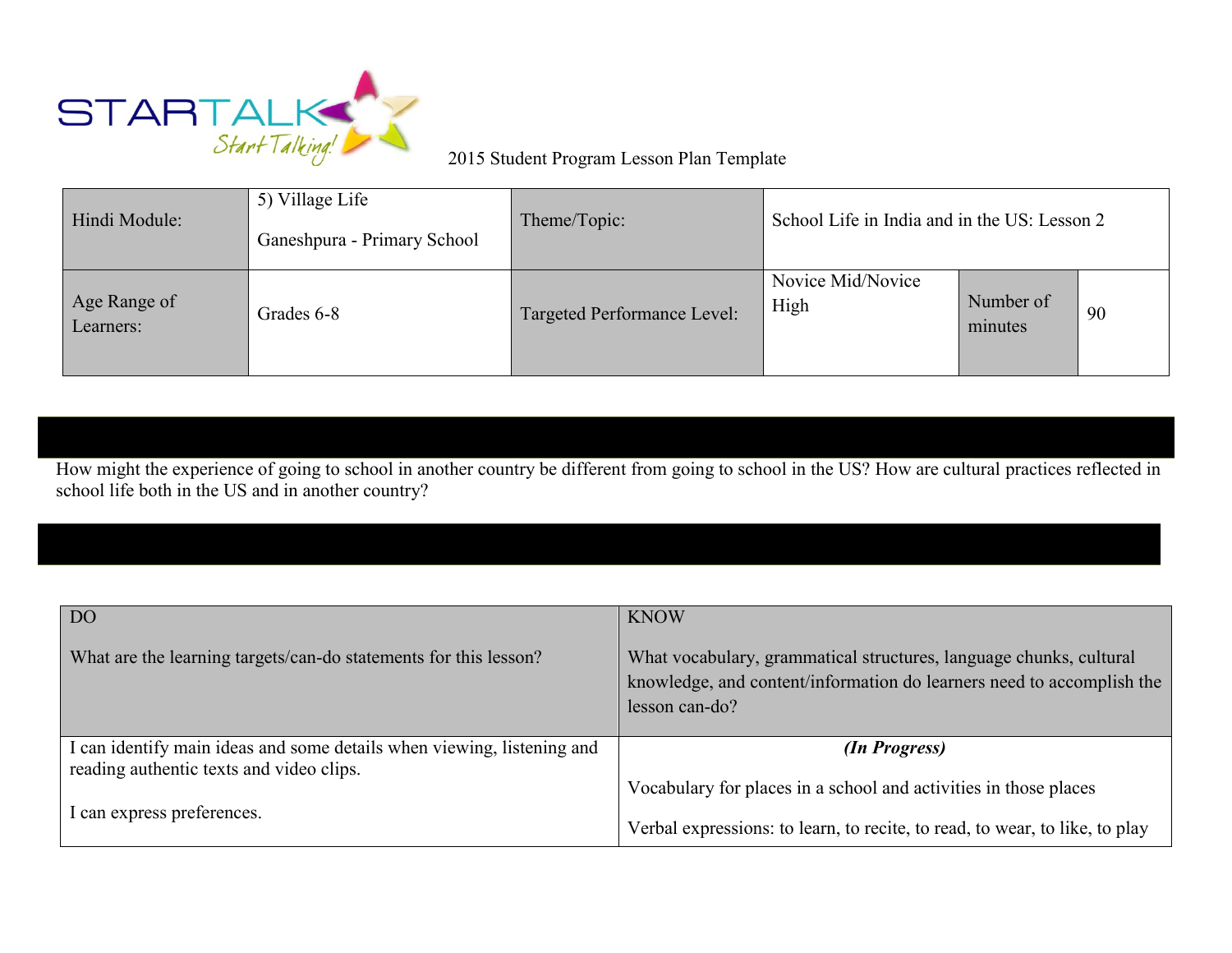STARTALK Start Talking!

2015 Student Program Lesson Plan Template

| Hindi Module: | 5) Village Life<br>Ganeshpura - Primary School | Theme/Topic: | School Life in India and in the US: Lesson 2 | | |
|---|---|---|---|---|---|
| Age Range of Learners: | Grades 6-8 | Targeted Performance Level: | Novice Mid/Novice High | Number of minutes | 90 |

How might the experience of going to school in another country be different from going to school in the US? How are cultural practices reflected in school life both in the US and in another country?

| DO<br>What are the learning targets/can-do statements for this lesson? | KNOW<br>What vocabulary, grammatical structures, language chunks, cultural knowledge, and content/information do learners need to accomplish the lesson can-do? |
|---|---|
| I can identify main ideas and some details when viewing, listening and reading authentic texts and video clips.<br><br>I can express preferences. | ***(In Progress)***<br><br>Vocabulary for places in a school and activities in those places<br><br>Verbal expressions: to learn, to recite, to read, to wear, to like, to play |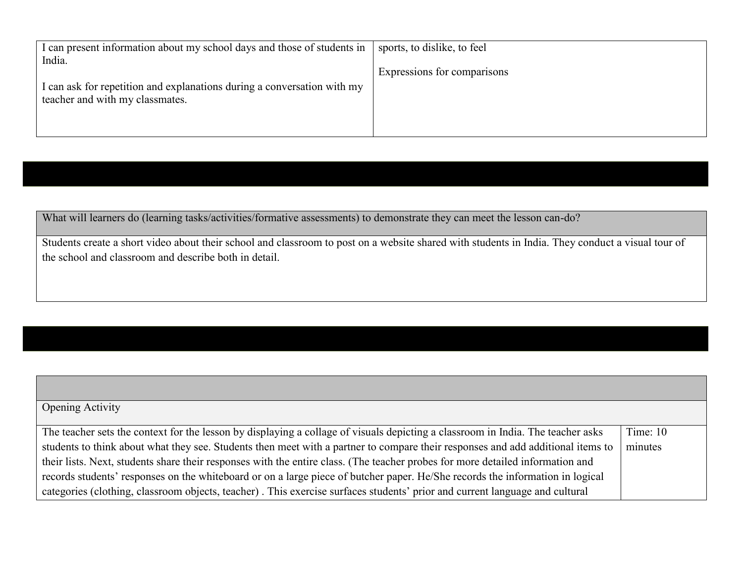| | |
|---|---|
| I can present information about my school days and those of students in India.<br><br>I can ask for repetition and explanations during a conversation with my teacher and with my classmates. | sports, to dislike, to feel<br><br>Expressions for comparisons |

| What will learners do (learning tasks/activities/formative assessments) to demonstrate they can meet the lesson can-do? |
|---|
| Students create a short video about their school and classroom to post on a website shared with students in India. They conduct a visual tour of the school and classroom and describe both in detail. |

| | |
|---|---|
| Opening Activity | |
| The teacher sets the context for the lesson by displaying a collage of visuals depicting a classroom in India. The teacher asks students to think about what they see. Students then meet with a partner to compare their responses and add additional items to their lists. Next, students share their responses with the entire class. (The teacher probes for more detailed information and records students' responses on the whiteboard or on a large piece of butcher paper. He/She records the information in logical categories (clothing, classroom objects, teacher) . This exercise surfaces students' prior and current language and cultural | Time: 10 minutes |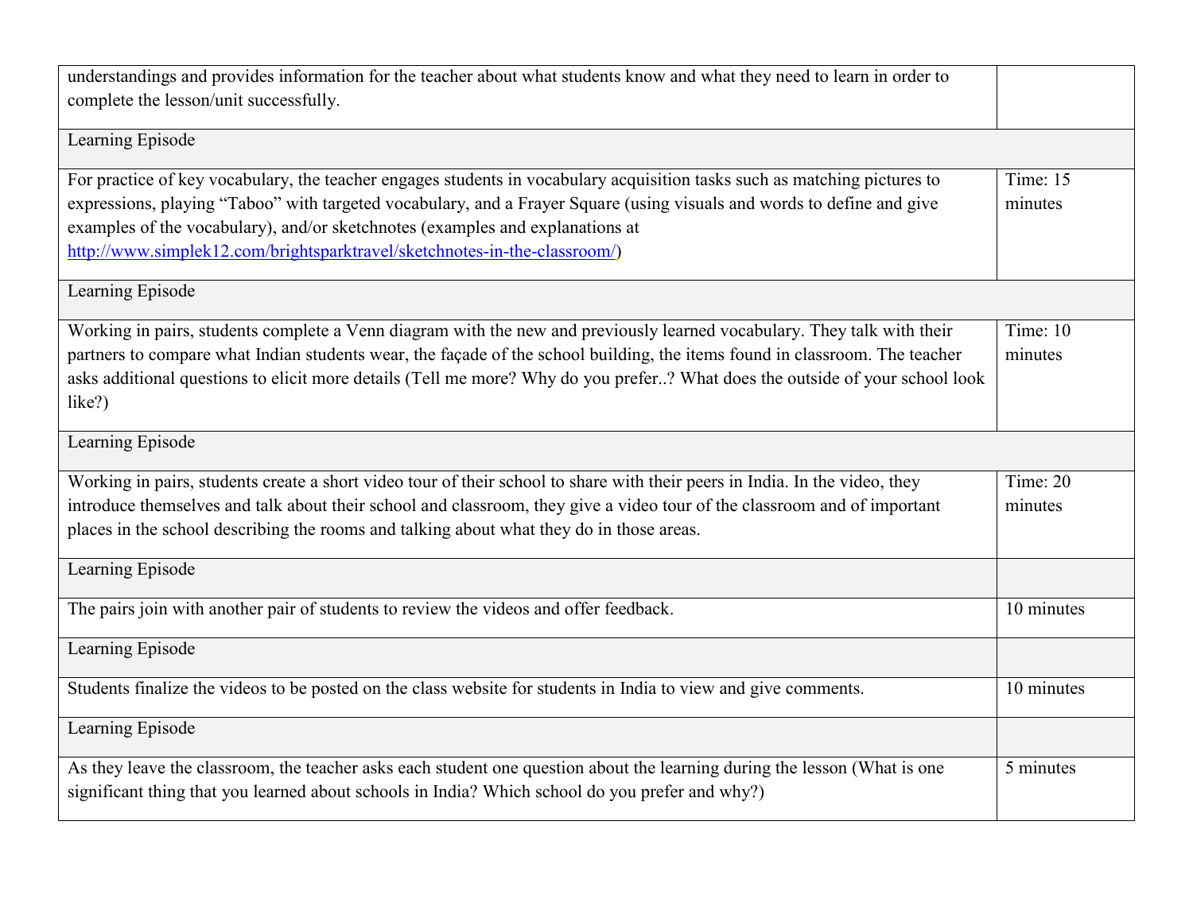| | |
|---|---|
| understandings and provides information for the teacher about what students know and what they need to learn in order to complete the lesson/unit successfully. | |
| Learning Episode | |
| For practice of key vocabulary, the teacher engages students in vocabulary acquisition tasks such as matching pictures to expressions, playing "Taboo" with targeted vocabulary, and a Frayer Square (using visuals and words to define and give examples of the vocabulary), and/or sketchnotes (examples and explanations at [http://www.simplek12.com/brightsparktravel/sketchnotes-in-the-classroom/](http://www.simplek12.com/brightsparktravel/sketchnotes-in-the-classroom/)) | Time: 15 minutes |
| Learning Episode | |
| Working in pairs, students complete a Venn diagram with the new and previously learned vocabulary. They talk with their partners to compare what Indian students wear, the façade of the school building, the items found in classroom. The teacher asks additional questions to elicit more details (Tell me more? Why do you prefer..? What does the outside of your school look like?) | Time: 10 minutes |
| Learning Episode | |
| Working in pairs, students create a short video tour of their school to share with their peers in India. In the video, they introduce themselves and talk about their school and classroom, they give a video tour of the classroom and of important places in the school describing the rooms and talking about what they do in those areas. | Time: 20 minutes |
| Learning Episode | |
| The pairs join with another pair of students to review the videos and offer feedback. | 10 minutes |
| Learning Episode | |
| Students finalize the videos to be posted on the class website for students in India to view and give comments. | 10 minutes |
| Learning Episode | |
| As they leave the classroom, the teacher asks each student one question about the learning during the lesson (What is one significant thing that you learned about schools in India? Which school do you prefer and why?) | 5 minutes |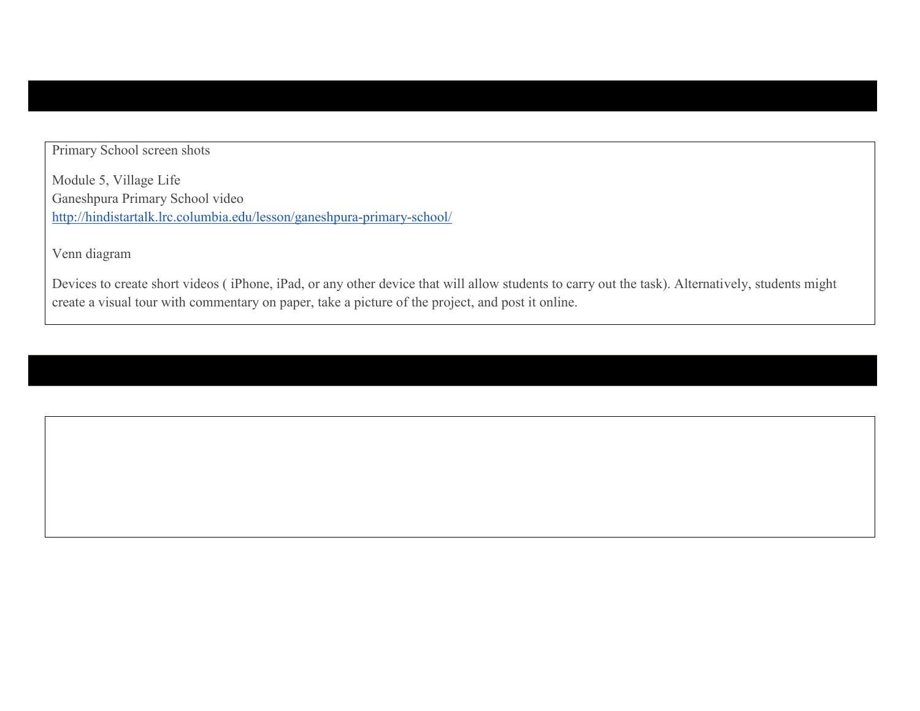Primary School screen shots

Module 5, Village Life
Ganeshpura Primary School video
http://hindistartalk.lrc.columbia.edu/lesson/ganeshpura-primary-school/

Venn diagram

Devices to create short videos ( iPhone, iPad, or any other device that will allow students to carry out the task). Alternatively, students might create a visual tour with commentary on paper, take a picture of the project, and post it online.